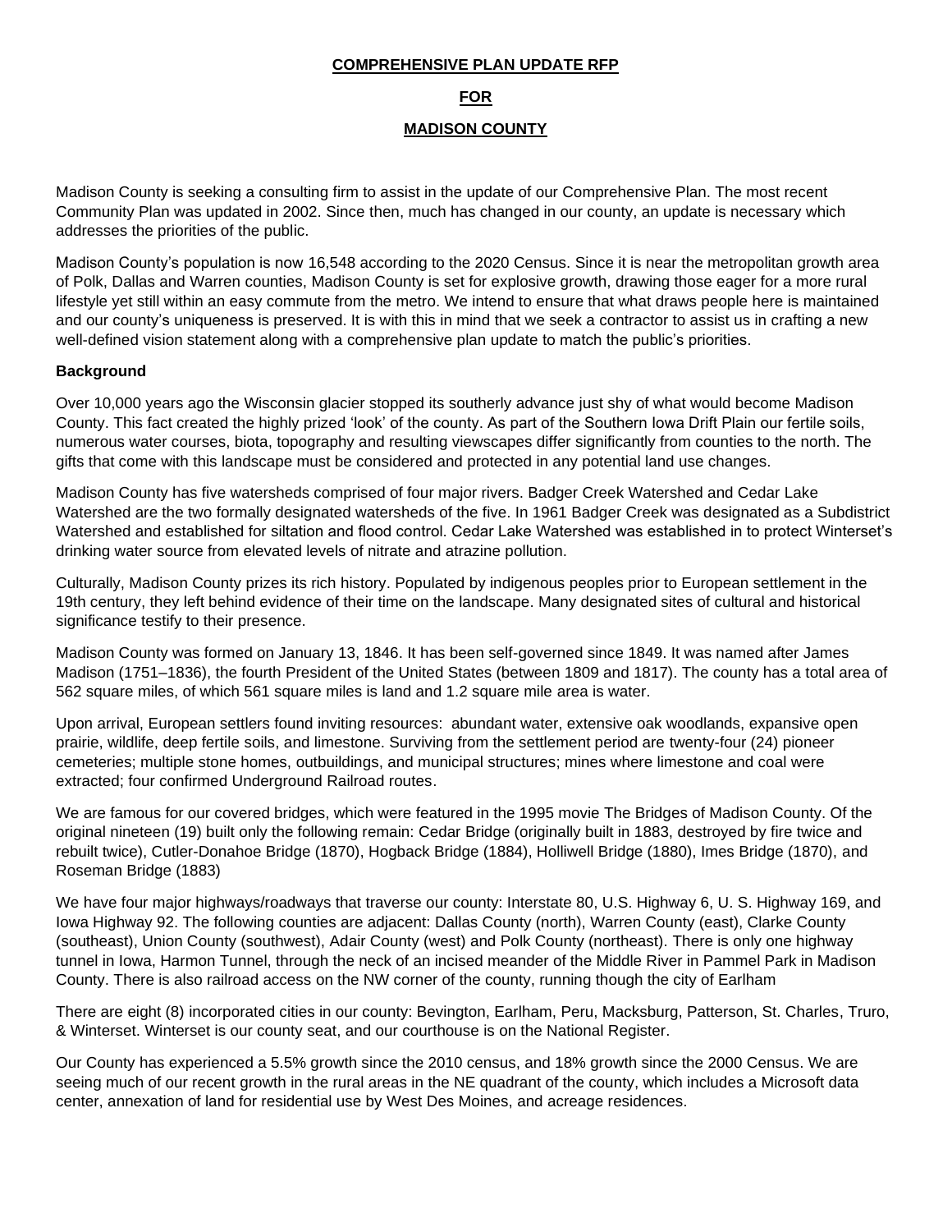**COMPREHENSIVE PLAN UPDATE RFP**

**FOR**

**MADISON COUNTY**

Madison County is seeking a consulting firm to assist in the update of our Comprehensive Plan. The most recent Community Plan was updated in 2002. Since then, much has changed in our county, an update is necessary which addresses the priorities of the public.

Madison County's population is now 16,548 according to the 2020 Census. Since it is near the metropolitan growth area of Polk, Dallas and Warren counties, Madison County is set for explosive growth, drawing those eager for a more rural lifestyle yet still within an easy commute from the metro. We intend to ensure that what draws people here is maintained and our county's uniqueness is preserved. It is with this in mind that we seek a contractor to assist us in crafting a new well-defined vision statement along with a comprehensive plan update to match the public's priorities.

**Background**

Over 10,000 years ago the Wisconsin glacier stopped its southerly advance just shy of what would become Madison County. This fact created the highly prized 'look' of the county. As part of the Southern Iowa Drift Plain our fertile soils, numerous water courses, biota, topography and resulting viewscapes differ significantly from counties to the north. The gifts that come with this landscape must be considered and protected in any potential land use changes.

Madison County has five watersheds comprised of four major rivers. Badger Creek Watershed and Cedar Lake Watershed are the two formally designated watersheds of the five. In 1961 Badger Creek was designated as a Subdistrict Watershed and established for siltation and flood control. Cedar Lake Watershed was established in to protect Winterset's drinking water source from elevated levels of nitrate and atrazine pollution.

Culturally, Madison County prizes its rich history. Populated by indigenous peoples prior to European settlement in the 19th century, they left behind evidence of their time on the landscape. Many designated sites of cultural and historical significance testify to their presence.

Madison County was formed on January 13, 1846. It has been self-governed since 1849. It was named after James Madison (1751–1836), the fourth President of the United States (between 1809 and 1817). The county has a total area of 562 square miles, of which 561 square miles is land and 1.2 square mile area is water.

Upon arrival, European settlers found inviting resources: abundant water, extensive oak woodlands, expansive open prairie, wildlife, deep fertile soils, and limestone. Surviving from the settlement period are twenty-four (24) pioneer cemeteries; multiple stone homes, outbuildings, and municipal structures; mines where limestone and coal were extracted; four confirmed Underground Railroad routes.

We are famous for our covered bridges, which were featured in the 1995 movie The Bridges of Madison County. Of the original nineteen (19) built only the following remain: Cedar Bridge (originally built in 1883, destroyed by fire twice and rebuilt twice), Cutler-Donahoe Bridge (1870), Hogback Bridge (1884), Holliwell Bridge (1880), Imes Bridge (1870), and Roseman Bridge (1883)

We have four major highways/roadways that traverse our county: Interstate 80, U.S. Highway 6, U. S. Highway 169, and Iowa Highway 92. The following counties are adjacent: Dallas County (north), Warren County (east), Clarke County (southeast), Union County (southwest), Adair County (west) and Polk County (northeast). There is only one highway tunnel in Iowa, Harmon Tunnel, through the neck of an incised meander of the Middle River in Pammel Park in Madison County. There is also railroad access on the NW corner of the county, running though the city of Earlham

There are eight (8) incorporated cities in our county: Bevington, Earlham, Peru, Macksburg, Patterson, St. Charles, Truro, & Winterset. Winterset is our county seat, and our courthouse is on the National Register.

Our County has experienced a 5.5% growth since the 2010 census, and 18% growth since the 2000 Census. We are seeing much of our recent growth in the rural areas in the NE quadrant of the county, which includes a Microsoft data center, annexation of land for residential use by West Des Moines, and acreage residences.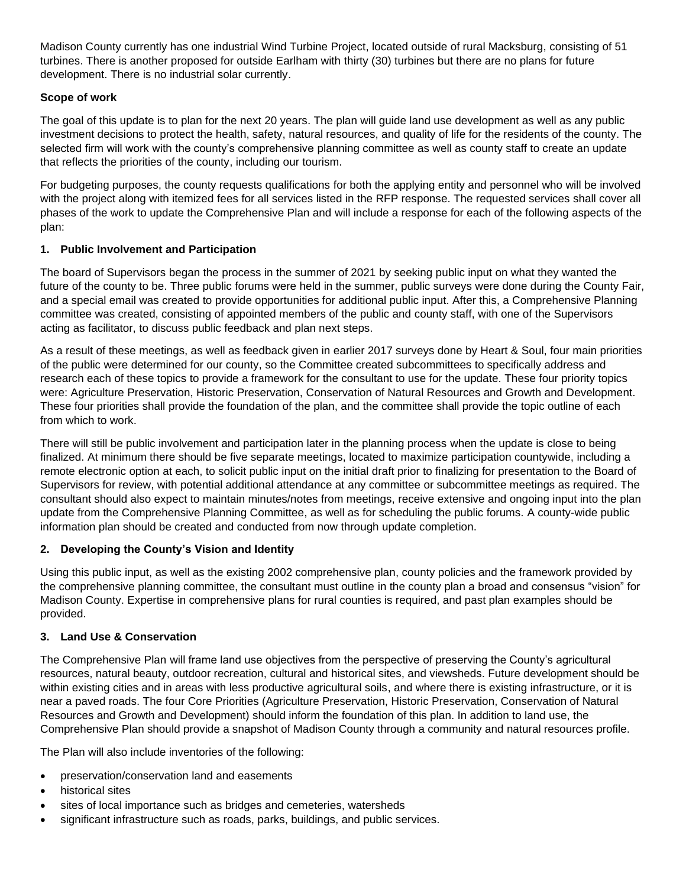Madison County currently has one industrial Wind Turbine Project, located outside of rural Macksburg, consisting of 51 turbines. There is another proposed for outside Earlham with thirty (30) turbines but there are no plans for future development. There is no industrial solar currently.

**Scope of work**

The goal of this update is to plan for the next 20 years. The plan will guide land use development as well as any public investment decisions to protect the health, safety, natural resources, and quality of life for the residents of the county. The selected firm will work with the county's comprehensive planning committee as well as county staff to create an update that reflects the priorities of the county, including our tourism.

For budgeting purposes, the county requests qualifications for both the applying entity and personnel who will be involved with the project along with itemized fees for all services listed in the RFP response. The requested services shall cover all phases of the work to update the Comprehensive Plan and will include a response for each of the following aspects of the plan:

**1. Public Involvement and Participation**

The board of Supervisors began the process in the summer of 2021 by seeking public input on what they wanted the future of the county to be. Three public forums were held in the summer, public surveys were done during the County Fair, and a special email was created to provide opportunities for additional public input. After this, a Comprehensive Planning committee was created, consisting of appointed members of the public and county staff, with one of the Supervisors acting as facilitator, to discuss public feedback and plan next steps.

As a result of these meetings, as well as feedback given in earlier 2017 surveys done by Heart & Soul, four main priorities of the public were determined for our county, so the Committee created subcommittees to specifically address and research each of these topics to provide a framework for the consultant to use for the update. These four priority topics were: Agriculture Preservation, Historic Preservation, Conservation of Natural Resources and Growth and Development. These four priorities shall provide the foundation of the plan, and the committee shall provide the topic outline of each from which to work.

There will still be public involvement and participation later in the planning process when the update is close to being finalized. At minimum there should be five separate meetings, located to maximize participation countywide, including a remote electronic option at each, to solicit public input on the initial draft prior to finalizing for presentation to the Board of Supervisors for review, with potential additional attendance at any committee or subcommittee meetings as required. The consultant should also expect to maintain minutes/notes from meetings, receive extensive and ongoing input into the plan update from the Comprehensive Planning Committee, as well as for scheduling the public forums. A county-wide public information plan should be created and conducted from now through update completion.

**2. Developing the County's Vision and Identity**

Using this public input, as well as the existing 2002 comprehensive plan, county policies and the framework provided by the comprehensive planning committee, the consultant must outline in the county plan a broad and consensus "vision" for Madison County. Expertise in comprehensive plans for rural counties is required, and past plan examples should be provided.

**3. Land Use & Conservation**

The Comprehensive Plan will frame land use objectives from the perspective of preserving the County's agricultural resources, natural beauty, outdoor recreation, cultural and historical sites, and viewsheds. Future development should be within existing cities and in areas with less productive agricultural soils, and where there is existing infrastructure, or it is near a paved roads. The four Core Priorities (Agriculture Preservation, Historic Preservation, Conservation of Natural Resources and Growth and Development) should inform the foundation of this plan. In addition to land use, the Comprehensive Plan should provide a snapshot of Madison County through a community and natural resources profile.

The Plan will also include inventories of the following:

- preservation/conservation land and easements
- historical sites
- sites of local importance such as bridges and cemeteries, watersheds
- significant infrastructure such as roads, parks, buildings, and public services.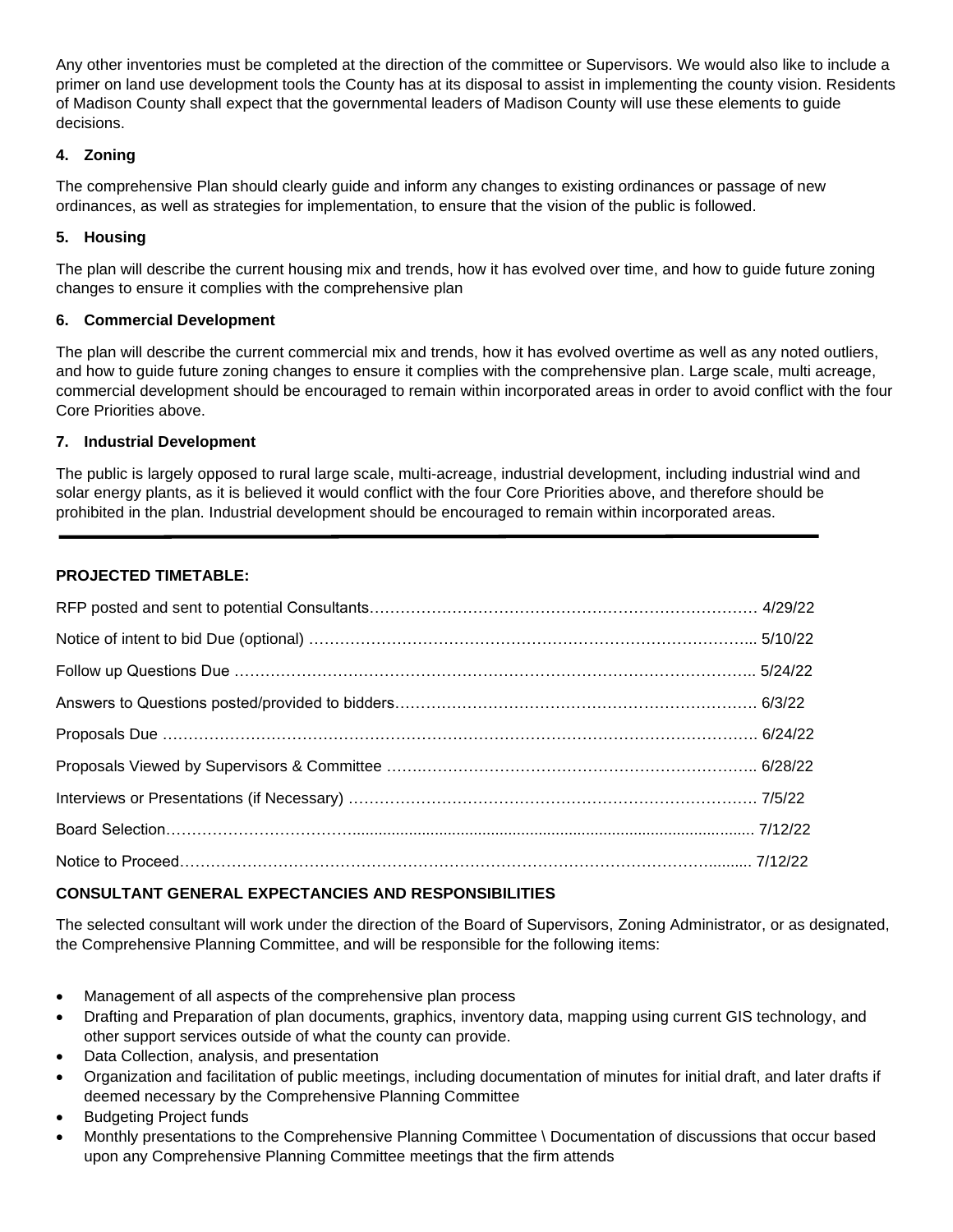Any other inventories must be completed at the direction of the committee or Supervisors. We would also like to include a primer on land use development tools the County has at its disposal to assist in implementing the county vision. Residents of Madison County shall expect that the governmental leaders of Madison County will use these elements to guide decisions.

**4. Zoning**

The comprehensive Plan should clearly guide and inform any changes to existing ordinances or passage of new ordinances, as well as strategies for implementation, to ensure that the vision of the public is followed.

**5. Housing**

The plan will describe the current housing mix and trends, how it has evolved over time, and how to guide future zoning changes to ensure it complies with the comprehensive plan

**6. Commercial Development**

The plan will describe the current commercial mix and trends, how it has evolved overtime as well as any noted outliers, and how to guide future zoning changes to ensure it complies with the comprehensive plan. Large scale, multi acreage, commercial development should be encouraged to remain within incorporated areas in order to avoid conflict with the four Core Priorities above.

**7. Industrial Development**

The public is largely opposed to rural large scale, multi-acreage, industrial development, including industrial wind and solar energy plants, as it is believed it would conflict with the four Core Priorities above, and therefore should be prohibited in the plan. Industrial development should be encouraged to remain within incorporated areas.

---

**PROJECTED TIMETABLE:**

RFP posted and sent to potential Consultants………………………………………………………………… 4/29/22

Notice of intent to bid Due (optional) ………………………………………………………………………... 5/10/22

Follow up Questions Due ……………………………………………………………………………………….. 5/24/22

Answers to Questions posted/provided to bidders…………………………………………………………… 6/3/22

Proposals Due ………………………………………………………………………………………………… 6/24/22

Proposals Viewed by Supervisors & Committee ……………………………………………………………….. 6/28/22

Interviews or Presentations (if Necessary) ……………………………………………………………………. 7/5/22

Board Selection……………………………........................................................................................... 7/12/22

Notice to Proceed………………………………………………………………………………………........ 7/12/22

**CONSULTANT GENERAL EXPECTANCIES AND RESPONSIBILITIES**

The selected consultant will work under the direction of the Board of Supervisors, Zoning Administrator, or as designated, the Comprehensive Planning Committee, and will be responsible for the following items:

- Management of all aspects of the comprehensive plan process
- Drafting and Preparation of plan documents, graphics, inventory data, mapping using current GIS technology, and other support services outside of what the county can provide.
- Data Collection, analysis, and presentation
- Organization and facilitation of public meetings, including documentation of minutes for initial draft, and later drafts if deemed necessary by the Comprehensive Planning Committee
- Budgeting Project funds
- Monthly presentations to the Comprehensive Planning Committee \ Documentation of discussions that occur based upon any Comprehensive Planning Committee meetings that the firm attends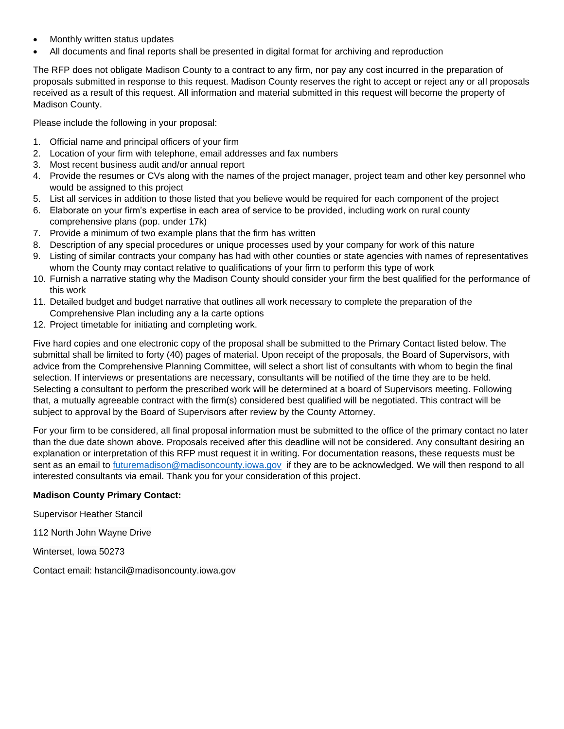- Monthly written status updates
- All documents and final reports shall be presented in digital format for archiving and reproduction

The RFP does not obligate Madison County to a contract to any firm, nor pay any cost incurred in the preparation of proposals submitted in response to this request. Madison County reserves the right to accept or reject any or all proposals received as a result of this request. All information and material submitted in this request will become the property of Madison County.

Please include the following in your proposal:

1. Official name and principal officers of your firm
2. Location of your firm with telephone, email addresses and fax numbers
3. Most recent business audit and/or annual report
4. Provide the resumes or CVs along with the names of the project manager, project team and other key personnel who would be assigned to this project
5. List all services in addition to those listed that you believe would be required for each component of the project
6. Elaborate on your firm's expertise in each area of service to be provided, including work on rural county comprehensive plans (pop. under 17k)
7. Provide a minimum of two example plans that the firm has written
8. Description of any special procedures or unique processes used by your company for work of this nature
9. Listing of similar contracts your company has had with other counties or state agencies with names of representatives whom the County may contact relative to qualifications of your firm to perform this type of work
10. Furnish a narrative stating why the Madison County should consider your firm the best qualified for the performance of this work
11. Detailed budget and budget narrative that outlines all work necessary to complete the preparation of the Comprehensive Plan including any a la carte options
12. Project timetable for initiating and completing work.

Five hard copies and one electronic copy of the proposal shall be submitted to the Primary Contact listed below. The submittal shall be limited to forty (40) pages of material. Upon receipt of the proposals, the Board of Supervisors, with advice from the Comprehensive Planning Committee, will select a short list of consultants with whom to begin the final selection. If interviews or presentations are necessary, consultants will be notified of the time they are to be held. Selecting a consultant to perform the prescribed work will be determined at a board of Supervisors meeting. Following that, a mutually agreeable contract with the firm(s) considered best qualified will be negotiated. This contract will be subject to approval by the Board of Supervisors after review by the County Attorney.

For your firm to be considered, all final proposal information must be submitted to the office of the primary contact no later than the due date shown above. Proposals received after this deadline will not be considered. Any consultant desiring an explanation or interpretation of this RFP must request it in writing. For documentation reasons, these requests must be sent as an email to futuremadison@madisoncounty.iowa.gov if they are to be acknowledged. We will then respond to all interested consultants via email. Thank you for your consideration of this project.

**Madison County Primary Contact:**

Supervisor Heather Stancil

112 North John Wayne Drive

Winterset, Iowa 50273

Contact email: hstancil@madisoncounty.iowa.gov